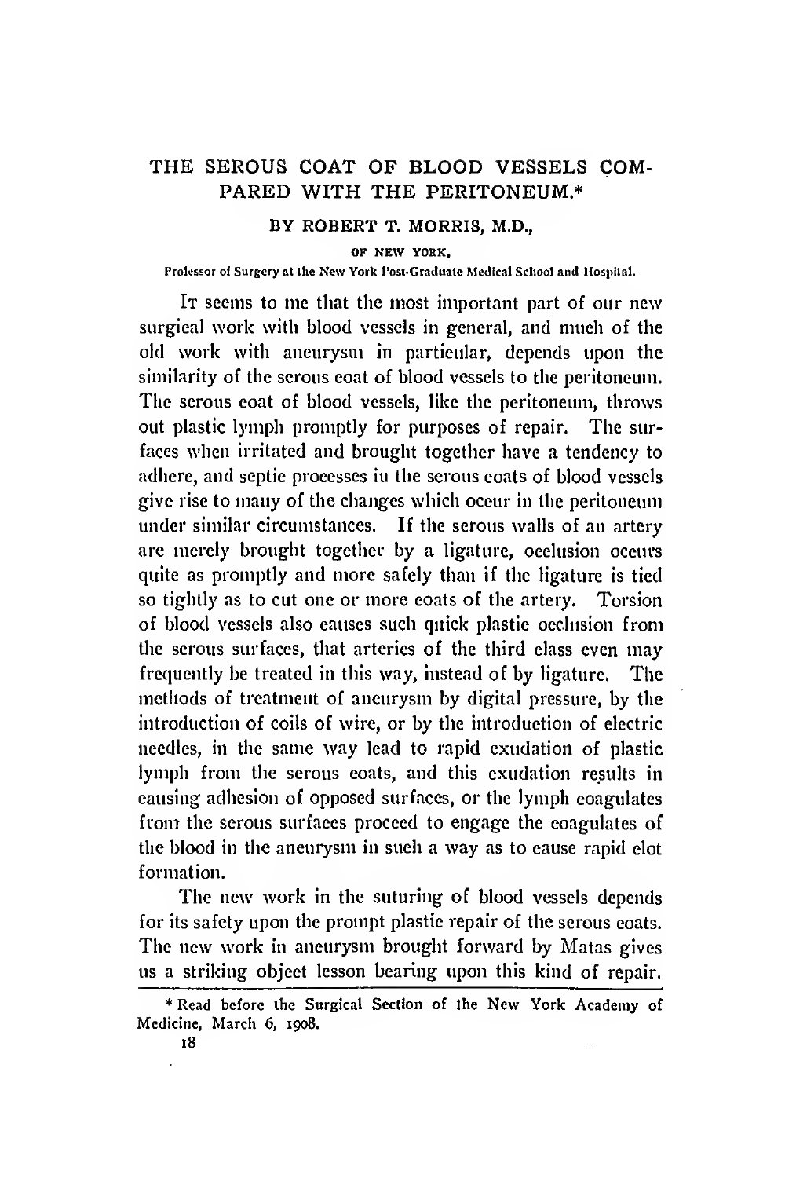# THE SEROUS COAT OF BLOOD VESSELS COMPARED WITH THE PERITONEUM.*

**BY ROBERT T. MORRIS, M.D.,**

OF NEW YORK,

Professor of Surgery at the New York Post-Graduate Medical School and Hospital.

It seems to me that the most important part of our new surgical work with blood vessels in general, and much of the old work with aneurysm in particular, depends upon the similarity of the serous coat of blood vessels to the peritoneum. The serous coat of blood vessels, like the peritoneum, throws out plastic lymph promptly for purposes of repair. The surfaces when irritated and brought together have a tendency to adhere, and septic processes in the serous coats of blood vessels give rise to many of the changes which occur in the peritoneum under similar circumstances. If the serous walls of an artery are merely brought together by a ligature, occlusion occurs quite as promptly and more safely than if the ligature is tied so tightly as to cut one or more coats of the artery. Torsion of blood vessels also causes such quick plastic occlusion from the serous surfaces, that arteries of the third class even may frequently be treated in this way, instead of by ligature. The methods of treatment of aneurysm by digital pressure, by the introduction of coils of wire, or by the introduction of electric needles, in the same way lead to rapid exudation of plastic lymph from the serous coats, and this exudation results in causing adhesion of opposed surfaces, or the lymph coagulates from the serous surfaces proceed to engage the coagulates of the blood in the aneurysm in such a way as to cause rapid clot formation.

The new work in the suturing of blood vessels depends for its safety upon the prompt plastic repair of the serous coats. The new work in aneurysm brought forward by Matas gives us a striking object lesson bearing upon this kind of repair.

* Read before the Surgical Section of the New York Academy of Medicine, March 6, 1908.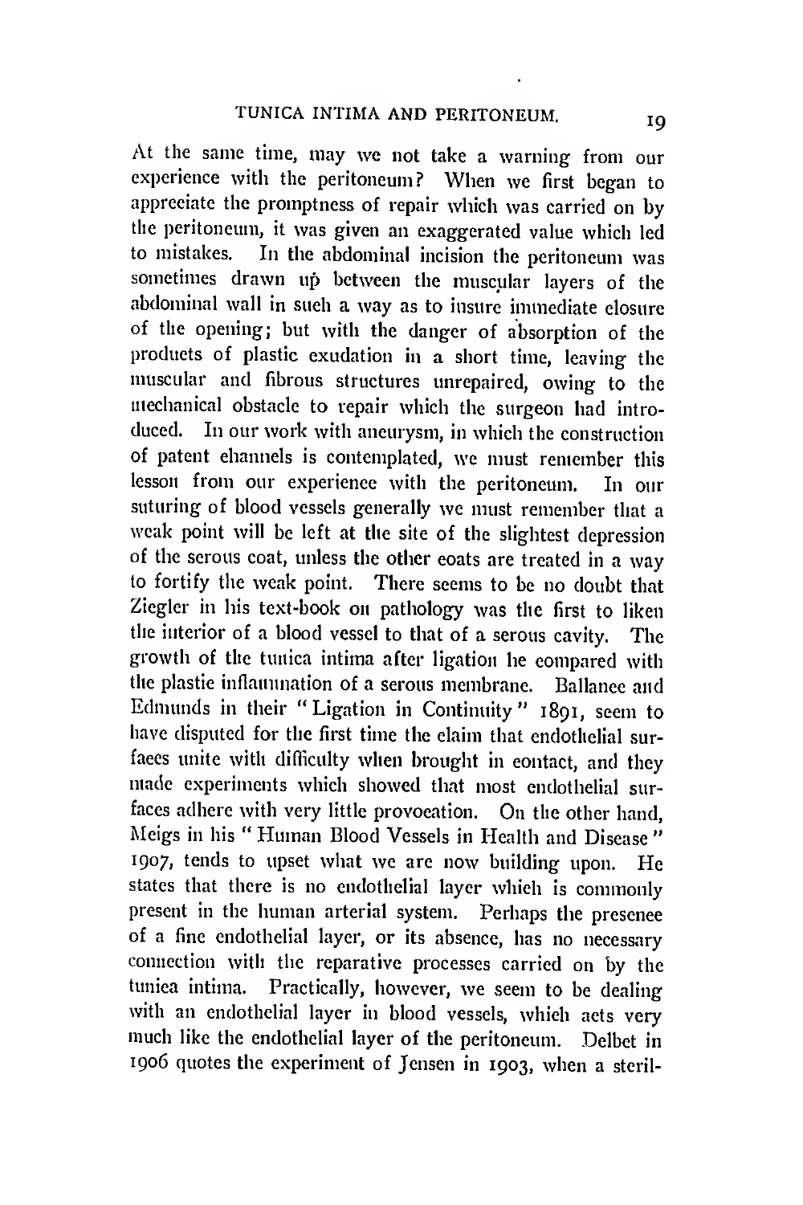At the same time, may we not take a warning from our experience with the peritoneum? When we first began to appreciate the promptness of repair which was carried on by the peritoneum, it was given an exaggerated value which led to mistakes. In the abdominal incision the peritoneum was sometimes drawn up between the muscular layers of the abdominal wall in such a way as to insure immediate closure of the opening; but with the danger of absorption of the products of plastic exudation in a short time, leaving the muscular and fibrous structures unrepaired, owing to the mechanical obstacle to repair which the surgeon had introduced. In our work with aneurysm, in which the construction of patent channels is contemplated, we must remember this lesson from our experience with the peritoneum. In our suturing of blood vessels generally we must remember that a weak point will be left at the site of the slightest depression of the serous coat, unless the other coats are treated in a way to fortify the weak point. There seems to be no doubt that Ziegler in his text-book on pathology was the first to liken the interior of a blood vessel to that of a serous cavity. The growth of the tunica intima after ligation he compared with the plastic inflammation of a serous membrane. Ballance and Edmunds in their "Ligation in Continuity" 1891, seem to have disputed for the first time the claim that endothelial surfaces unite with difficulty when brought in contact, and they made experiments which showed that most endothelial surfaces adhere with very little provocation. On the other hand, Meigs in his "Human Blood Vessels in Health and Disease" 1907, tends to upset what we are now building upon. He states that there is no endothelial layer which is commonly present in the human arterial system. Perhaps the presence of a fine endothelial layer, or its absence, has no necessary connection with the reparative processes carried on by the tunica intima. Practically, however, we seem to be dealing with an endothelial layer in blood vessels, which acts very much like the endothelial layer of the peritoneum. Delbet in 1906 quotes the experiment of Jensen in 1903, when a steril-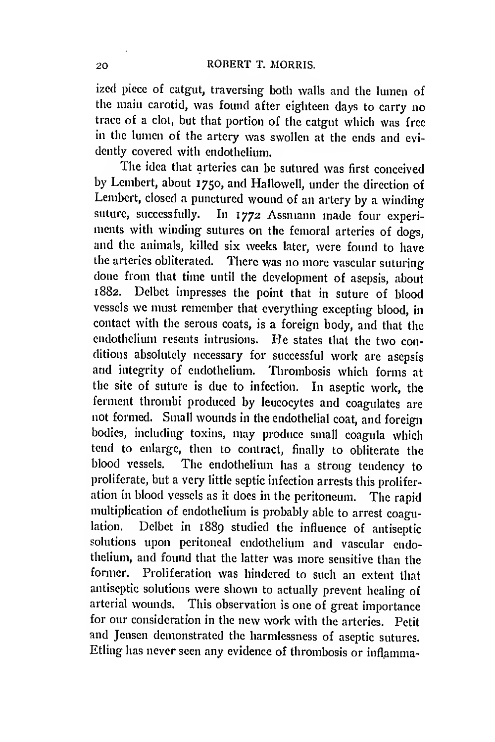ized piece of catgut, traversing both walls and the lumen of the main carotid, was found after eighteen days to carry no trace of a clot, but that portion of the catgut which was free in the lumen of the artery was swollen at the ends and evidently covered with endothelium.

The idea that arteries can be sutured was first conceived by Lembert, about 1750, and Hallowell, under the direction of Lembert, closed a punctured wound of an artery by a winding suture, successfully. In 1772 Assmann made four experiments with winding sutures on the femoral arteries of dogs, and the animals, killed six weeks later, were found to have the arteries obliterated. There was no more vascular suturing done from that time until the development of asepsis, about 1882. Delbet impresses the point that in suture of blood vessels we must remember that everything excepting blood, in contact with the serous coats, is a foreign body, and that the endothelium resents intrusions. He states that the two conditions absolutely necessary for successful work are asepsis and integrity of endothelium. Thrombosis which forms at the site of suture is due to infection. In aseptic work, the ferment thrombi produced by leucocytes and coagulates are not formed. Small wounds in the endothelial coat, and foreign bodies, including toxins, may produce small coagula which tend to enlarge, then to contract, finally to obliterate the blood vessels. The endothelium has a strong tendency to proliferate, but a very little septic infection arrests this proliferation in blood vessels as it does in the peritoneum. The rapid multiplication of endothelium is probably able to arrest coagulation. Delbet in 1889 studied the influence of antiseptic solutions upon peritoneal endothelium and vascular endothelium, and found that the latter was more sensitive than the former. Proliferation was hindered to such an extent that antiseptic solutions were shown to actually prevent healing of arterial wounds. This observation is one of great importance for our consideration in the new work with the arteries. Petit and Jensen demonstrated the harmlessness of aseptic sutures. Etling has never seen any evidence of thrombosis or inflamma-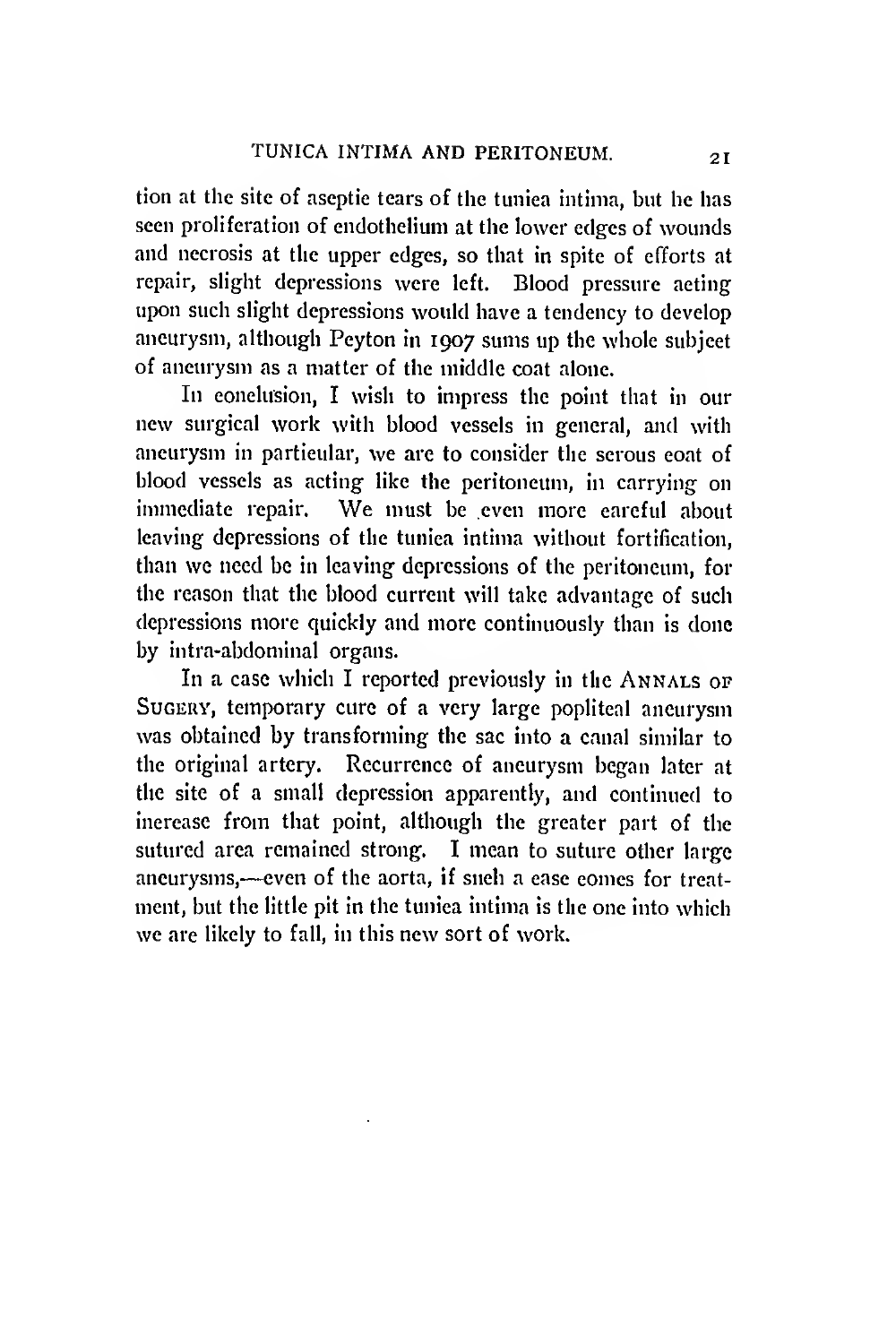tion at the site of aseptic tears of the tunica intima, but he has seen proliferation of endothelium at the lower edges of wounds and necrosis at the upper edges, so that in spite of efforts at repair, slight depressions were left. Blood pressure acting upon such slight depressions would have a tendency to develop aneurysm, although Peyton in 1907 sums up the whole subject of aneurysm as a matter of the middle coat alone.

In conclusion, I wish to impress the point that in our new surgical work with blood vessels in general, and with aneurysm in particular, we are to consider the serous coat of blood vessels as acting like the peritoneum, in carrying on immediate repair. We must be even more careful about leaving depressions of the tunica intima without fortification, than we need be in leaving depressions of the peritoneum, for the reason that the blood current will take advantage of such depressions more quickly and more continuously than is done by intra-abdominal organs.

In a case which I reported previously in the ANNALS OF SUGERY, temporary cure of a very large popliteal aneurysm was obtained by transforming the sac into a canal similar to the original artery. Recurrence of aneurysm began later at the site of a small depression apparently, and continued to increase from that point, although the greater part of the sutured area remained strong. I mean to suture other large aneurysms,—even of the aorta, if such a case comes for treatment, but the little pit in the tunica intima is the one into which we are likely to fall, in this new sort of work.